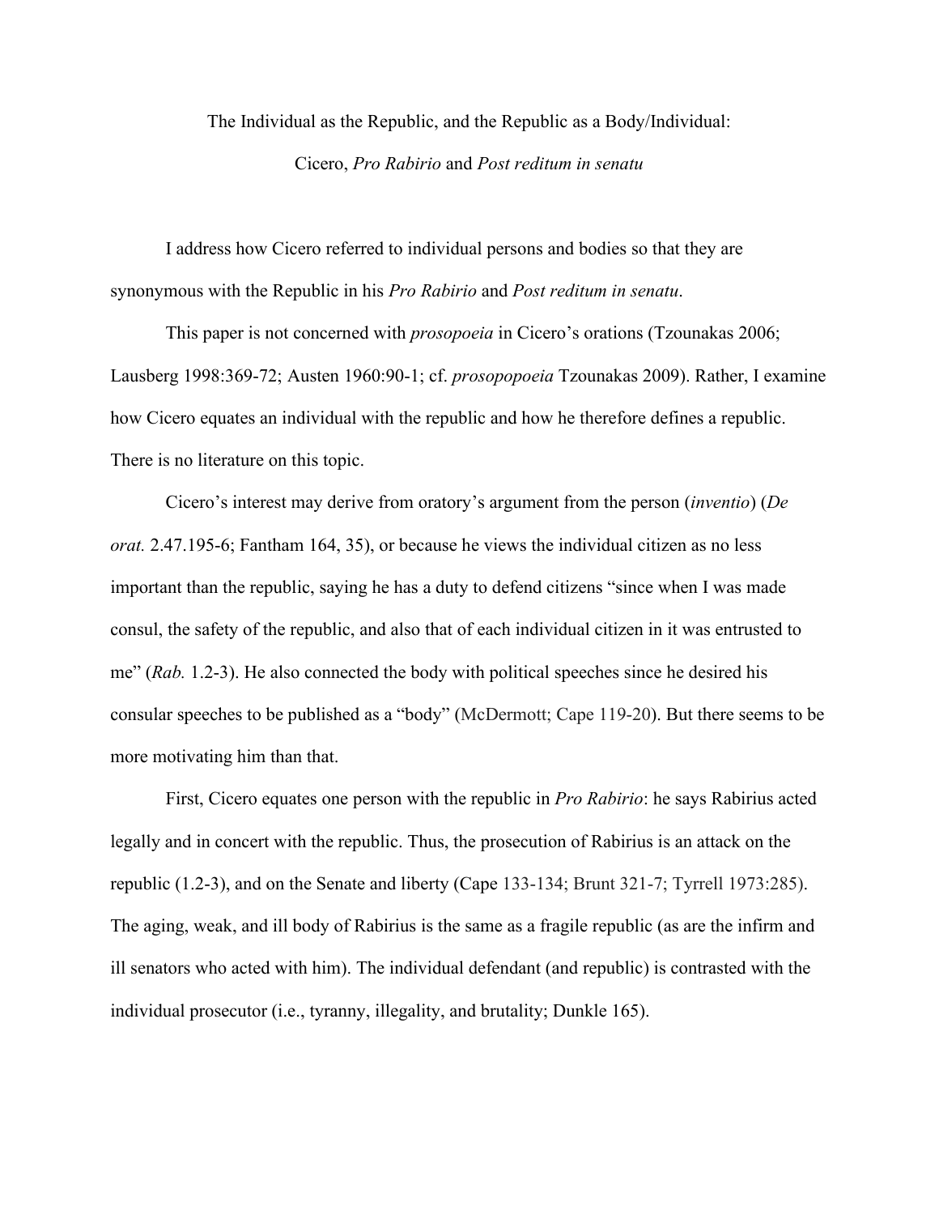The Individual as the Republic, and the Republic as a Body/Individual:

Cicero, *Pro Rabirio* and *Post reditum in senatu*

I address how Cicero referred to individual persons and bodies so that they are synonymous with the Republic in his *Pro Rabirio* and *Post reditum in senatu*.

This paper is not concerned with *prosopoeia* in Cicero's orations (Tzounakas 2006; Lausberg 1998:369-72; Austen 1960:90-1; cf. *prosopopoeia* Tzounakas 2009). Rather, I examine how Cicero equates an individual with the republic and how he therefore defines a republic. There is no literature on this topic.

Cicero's interest may derive from oratory's argument from the person (*inventio*) (*De orat.* 2.47.195-6; Fantham 164, 35), or because he views the individual citizen as no less important than the republic, saying he has a duty to defend citizens "since when I was made consul, the safety of the republic, and also that of each individual citizen in it was entrusted to me" (*Rab.* 1.2-3). He also connected the body with political speeches since he desired his consular speeches to be published as a "body" (McDermott; Cape 119-20). But there seems to be more motivating him than that.

First, Cicero equates one person with the republic in *Pro Rabirio*: he says Rabirius acted legally and in concert with the republic. Thus, the prosecution of Rabirius is an attack on the republic (1.2-3), and on the Senate and liberty (Cape 133-134; Brunt 321-7; Tyrrell 1973:285). The aging, weak, and ill body of Rabirius is the same as a fragile republic (as are the infirm and ill senators who acted with him). The individual defendant (and republic) is contrasted with the individual prosecutor (i.e., tyranny, illegality, and brutality; Dunkle 165).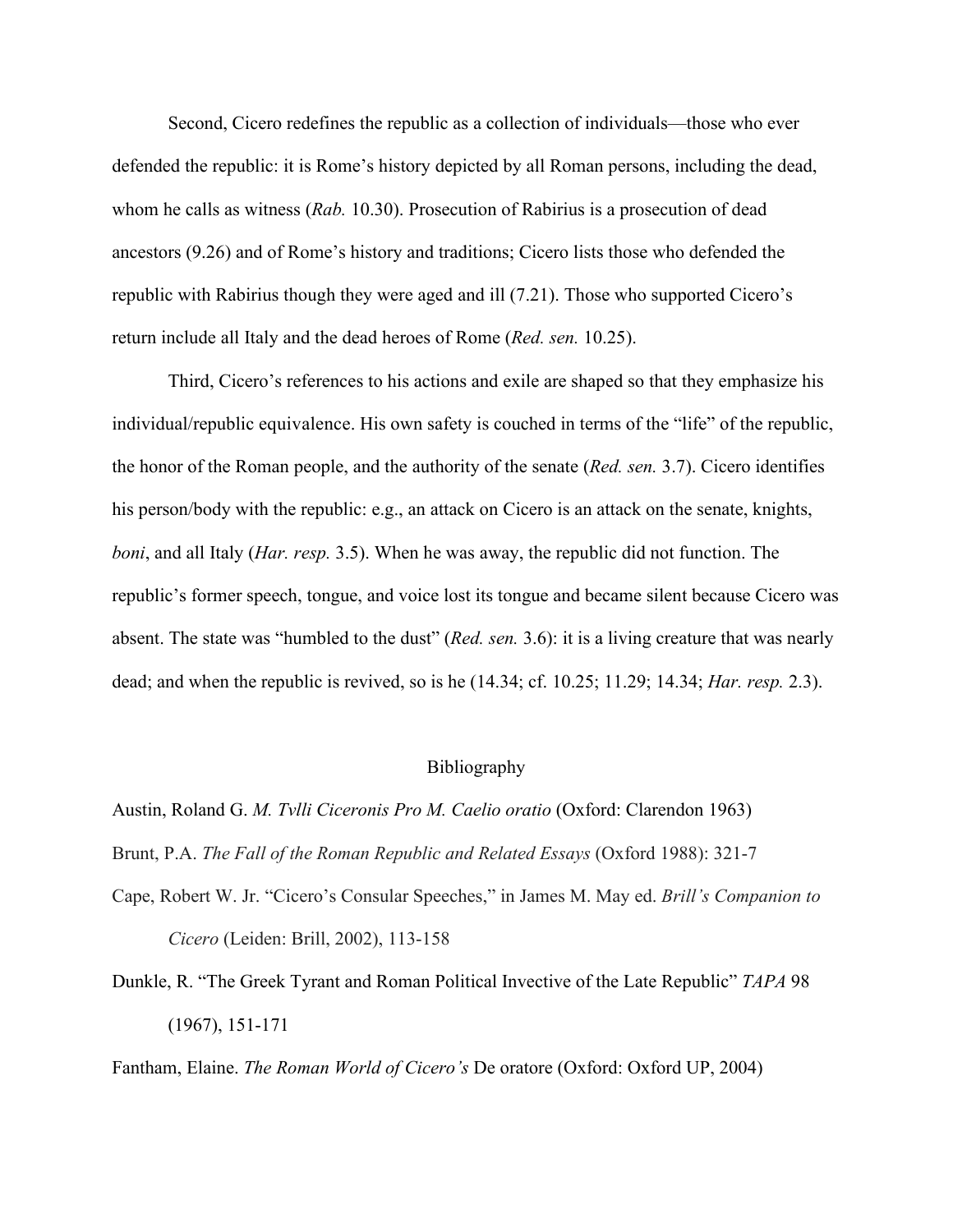Second, Cicero redefines the republic as a collection of individuals—those who ever defended the republic: it is Rome's history depicted by all Roman persons, including the dead, whom he calls as witness (*Rab.* 10.30). Prosecution of Rabirius is a prosecution of dead ancestors (9.26) and of Rome's history and traditions; Cicero lists those who defended the republic with Rabirius though they were aged and ill (7.21). Those who supported Cicero's return include all Italy and the dead heroes of Rome (*Red. sen.* 10.25).

Third, Cicero's references to his actions and exile are shaped so that they emphasize his individual/republic equivalence. His own safety is couched in terms of the "life" of the republic, the honor of the Roman people, and the authority of the senate (*Red. sen.* 3.7). Cicero identifies his person/body with the republic: e.g., an attack on Cicero is an attack on the senate, knights, *boni*, and all Italy (*Har. resp.* 3.5). When he was away, the republic did not function. The republic's former speech, tongue, and voice lost its tongue and became silent because Cicero was absent. The state was "humbled to the dust" (*Red. sen.* 3.6): it is a living creature that was nearly dead; and when the republic is revived, so is he (14.34; cf. 10.25; 11.29; 14.34; *Har. resp.* 2.3).

## Bibliography

Austin, Roland G. *M. Tvlli Ciceronis Pro M. Caelio oratio* (Oxford: Clarendon 1963)

Brunt, P.A. *The Fall of the Roman Republic and Related Essays* (Oxford 1988): 321-7

Cape, Robert W. Jr. "Cicero's Consular Speeches," in James M. May ed. *Brill's Companion to Cicero* (Leiden: Brill, 2002), 113-158

Dunkle, R. "The Greek Tyrant and Roman Political Invective of the Late Republic" *TAPA* 98 (1967), 151-171

Fantham, Elaine. *The Roman World of Cicero's* De oratore (Oxford: Oxford UP, 2004)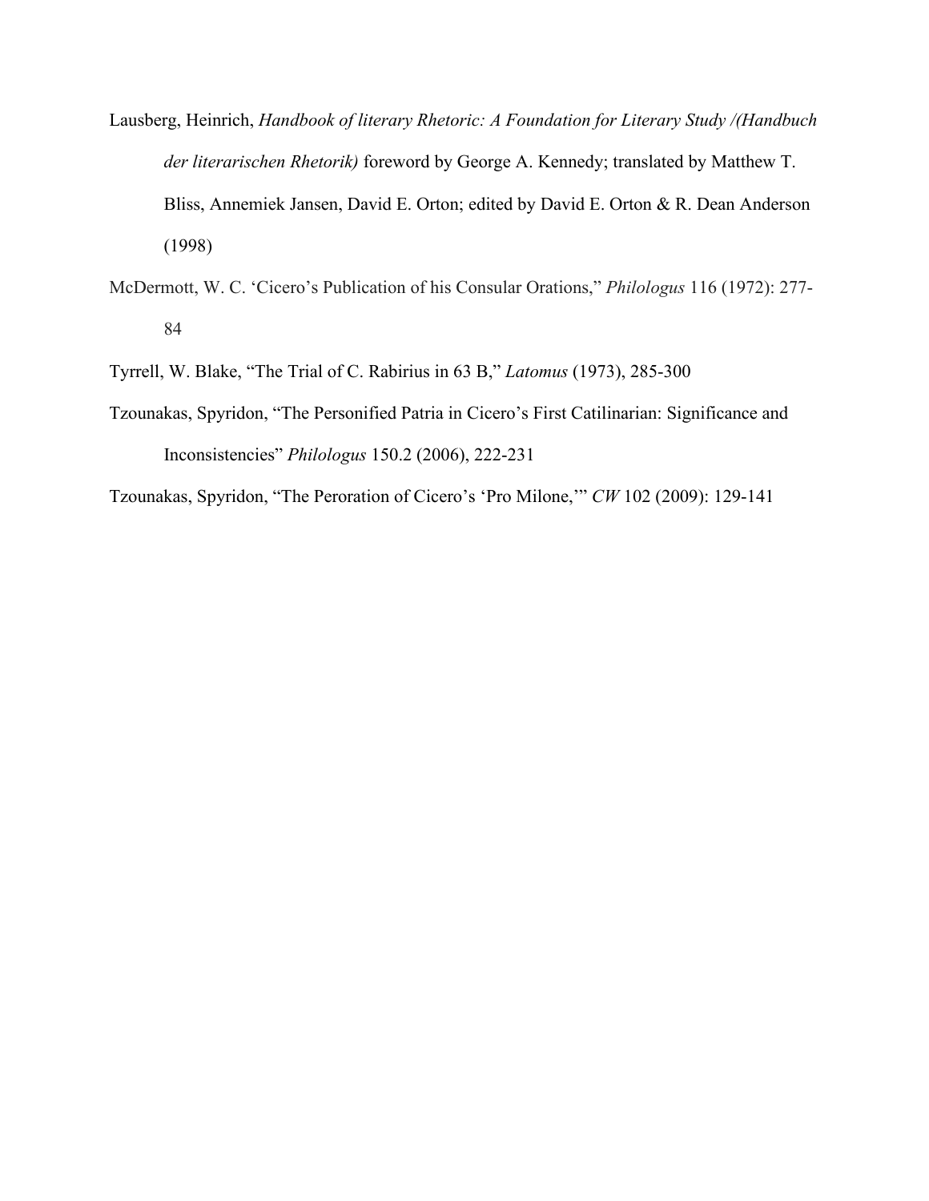Lausberg, Heinrich, *Handbook of literary Rhetoric: A Foundation for Literary Study /(Handbuch der literarischen Rhetorik)* foreword by George A. Kennedy; translated by Matthew T. Bliss, Annemiek Jansen, David E. Orton; edited by David E. Orton & R. Dean Anderson (1998)

McDermott, W. C. 'Cicero's Publication of his Consular Orations," *Philologus* 116 (1972): 277-84

Tyrrell, W. Blake, "The Trial of C. Rabirius in 63 B," *Latomus* (1973), 285-300

Tzounakas, Spyridon, "The Personified Patria in Cicero's First Catilinarian: Significance and Inconsistencies" *Philologus* 150.2 (2006), 222-231

Tzounakas, Spyridon, "The Peroration of Cicero's 'Pro Milone,'" *CW* 102 (2009): 129-141